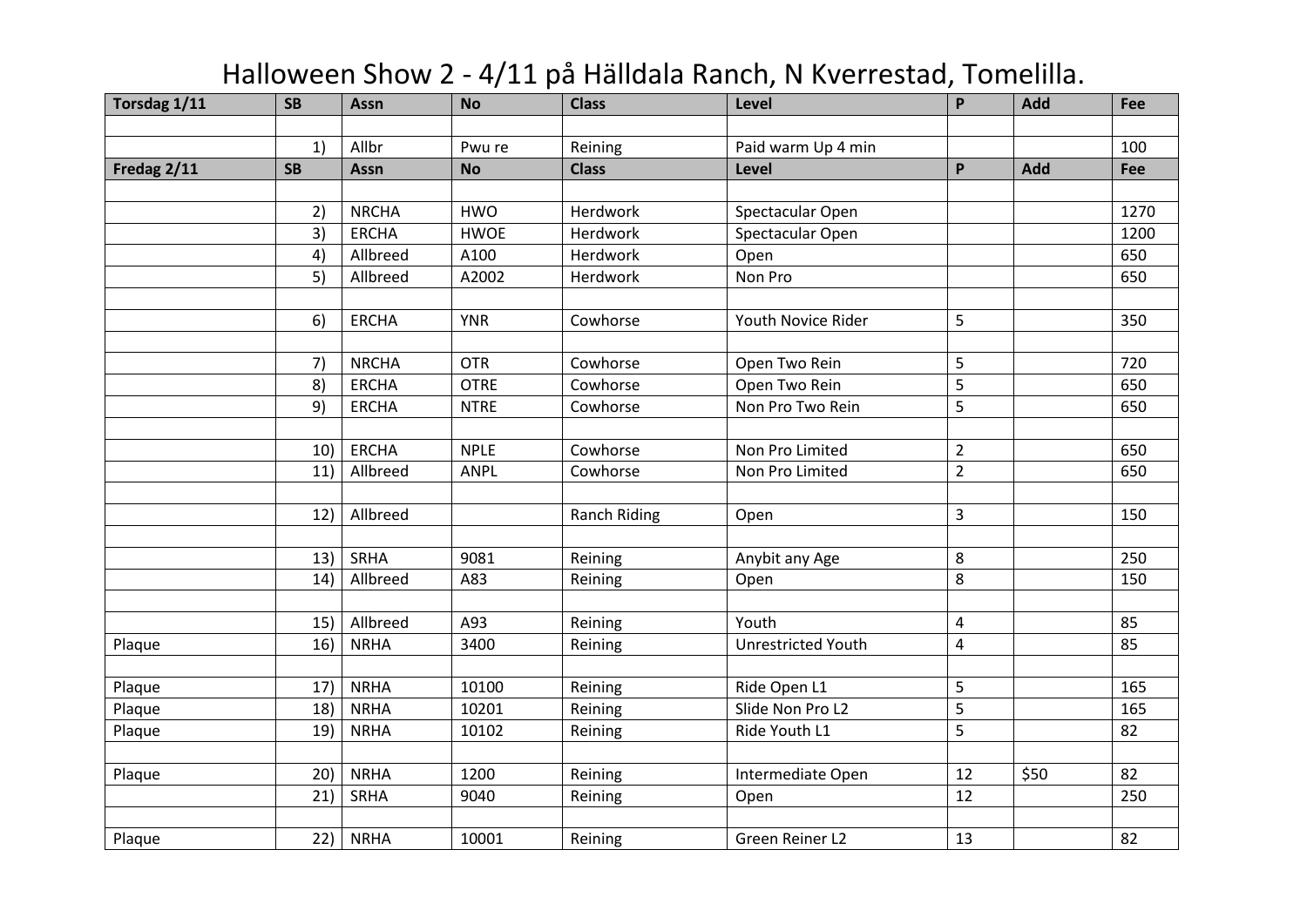# Halloween Show 2 - 4/11 på Hälldala Ranch, N Kverrestad, Tomelilla.

| Torsdag 1/11 | SB | Assn | No | Class | Level | P | Add | Fee |
|---|---|---|---|---|---|---|---|---|
| | | | | | | | | |
| | 1) | Allbr | Pwu re | Reining | Paid warm Up 4 min | | | 100 |
| **Fredag 2/11** | **SB** | **Assn** | **No** | **Class** | **Level** | **P** | **Add** | **Fee** |
| | | | | | | | | |
| | 2) | NRCHA | HWO | Herdwork | Spectacular Open | | | 1270 |
| | 3) | ERCHA | HWOE | Herdwork | Spectacular Open | | | 1200 |
| | 4) | Allbreed | A100 | Herdwork | Open | | | 650 |
| | 5) | Allbreed | A2002 | Herdwork | Non Pro | | | 650 |
| | | | | | | | | |
| | 6) | ERCHA | YNR | Cowhorse | Youth Novice Rider | 5 | | 350 |
| | | | | | | | | |
| | 7) | NRCHA | OTR | Cowhorse | Open Two Rein | 5 | | 720 |
| | 8) | ERCHA | OTRE | Cowhorse | Open Two Rein | 5 | | 650 |
| | 9) | ERCHA | NTRE | Cowhorse | Non Pro Two Rein | 5 | | 650 |
| | | | | | | | | |
| | 10) | ERCHA | NPLE | Cowhorse | Non Pro Limited | 2 | | 650 |
| | 11) | Allbreed | ANPL | Cowhorse | Non Pro Limited | 2 | | 650 |
| | | | | | | | | |
| | 12) | Allbreed | | Ranch Riding | Open | 3 | | 150 |
| | | | | | | | | |
| | 13) | SRHA | 9081 | Reining | Anybit any Age | 8 | | 250 |
| | 14) | Allbreed | A83 | Reining | Open | 8 | | 150 |
| | | | | | | | | |
| | 15) | Allbreed | A93 | Reining | Youth | 4 | | 85 |
| Plaque | 16) | NRHA | 3400 | Reining | Unrestricted Youth | 4 | | 85 |
| | | | | | | | | |
| Plaque | 17) | NRHA | 10100 | Reining | Ride Open L1 | 5 | | 165 |
| Plaque | 18) | NRHA | 10201 | Reining | Slide Non Pro L2 | 5 | | 165 |
| Plaque | 19) | NRHA | 10102 | Reining | Ride Youth L1 | 5 | | 82 |
| | | | | | | | | |
| Plaque | 20) | NRHA | 1200 | Reining | Intermediate Open | 12 | $50 | 82 |
| | 21) | SRHA | 9040 | Reining | Open | 12 | | 250 |
| | | | | | | | | |
| Plaque | 22) | NRHA | 10001 | Reining | Green Reiner L2 | 13 | | 82 |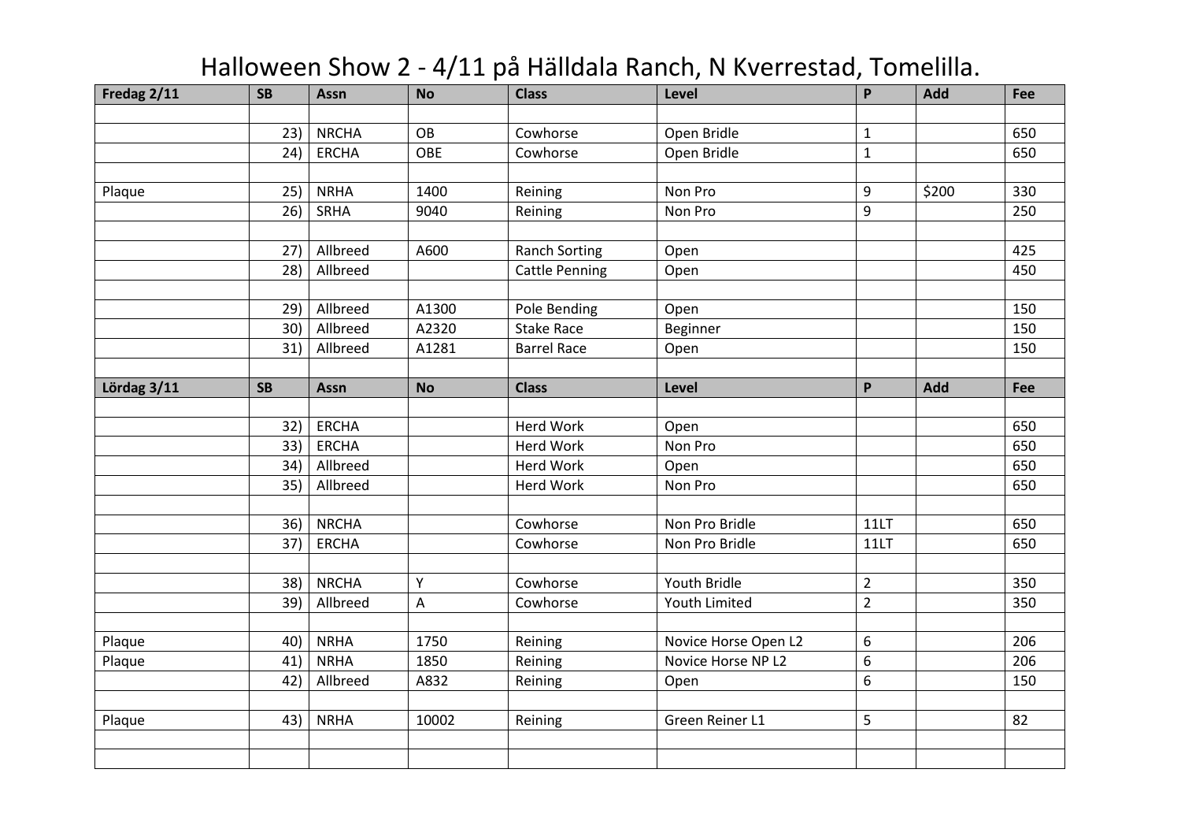# Halloween Show 2 - 4/11 på Hälldala Ranch, N Kverrestad, Tomelilla.

| Fredag 2/11 | SB | Assn | No | Class | Level | P | Add | Fee |
|---|---|---|---|---|---|---|---|---|
| | | | | | | | | |
| | 23) | NRCHA | OB | Cowhorse | Open Bridle | 1 | | 650 |
| | 24) | ERCHA | OBE | Cowhorse | Open Bridle | 1 | | 650 |
| | | | | | | | | |
| Plaque | 25) | NRHA | 1400 | Reining | Non Pro | 9 | $200 | 330 |
| | 26) | SRHA | 9040 | Reining | Non Pro | 9 | | 250 |
| | | | | | | | | |
| | 27) | Allbreed | A600 | Ranch Sorting | Open | | | 425 |
| | 28) | Allbreed | | Cattle Penning | Open | | | 450 |
| | | | | | | | | |
| | 29) | Allbreed | A1300 | Pole Bending | Open | | | 150 |
| | 30) | Allbreed | A2320 | Stake Race | Beginner | | | 150 |
| | 31) | Allbreed | A1281 | Barrel Race | Open | | | 150 |
| | | | | | | | | |
| **Lördag 3/11** | **SB** | **Assn** | **No** | **Class** | **Level** | **P** | **Add** | **Fee** |
| | | | | | | | | |
| | 32) | ERCHA | | Herd Work | Open | | | 650 |
| | 33) | ERCHA | | Herd Work | Non Pro | | | 650 |
| | 34) | Allbreed | | Herd Work | Open | | | 650 |
| | 35) | Allbreed | | Herd Work | Non Pro | | | 650 |
| | | | | | | | | |
| | 36) | NRCHA | | Cowhorse | Non Pro Bridle | 11LT | | 650 |
| | 37) | ERCHA | | Cowhorse | Non Pro Bridle | 11LT | | 650 |
| | | | | | | | | |
| | 38) | NRCHA | Y | Cowhorse | Youth Bridle | 2 | | 350 |
| | 39) | Allbreed | A | Cowhorse | Youth Limited | 2 | | 350 |
| | | | | | | | | |
| Plaque | 40) | NRHA | 1750 | Reining | Novice Horse Open L2 | 6 | | 206 |
| Plaque | 41) | NRHA | 1850 | Reining | Novice Horse NP L2 | 6 | | 206 |
| | 42) | Allbreed | A832 | Reining | Open | 6 | | 150 |
| | | | | | | | | |
| Plaque | 43) | NRHA | 10002 | Reining | Green Reiner L1 | 5 | | 82 |
| | | | | | | | | |
| | | | | | | | | |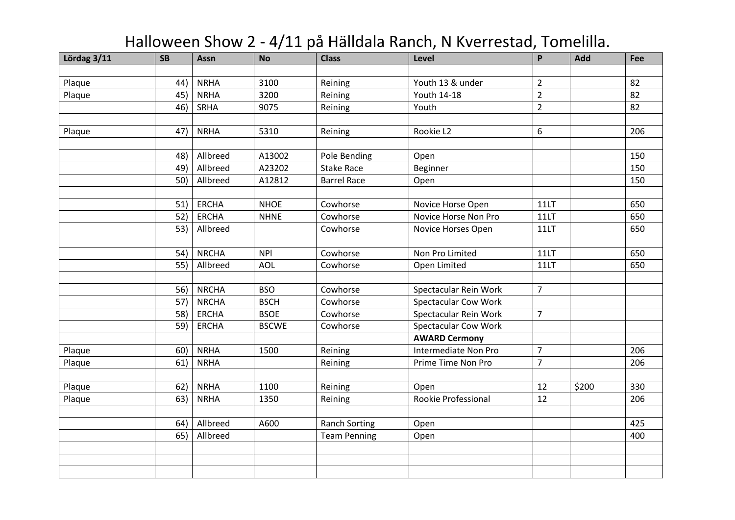# Halloween Show 2 - 4/11 på Hälldala Ranch, N Kverrestad, Tomelilla.

| Lördag 3/11 | SB | Assn | No | Class | Level | P | Add | Fee |
|---|---|---|---|---|---|---|---|---|
| | | | | | | | | |
| Plaque | 44) | NRHA | 3100 | Reining | Youth 13 & under | 2 | | 82 |
| Plaque | 45) | NRHA | 3200 | Reining | Youth 14-18 | 2 | | 82 |
| | 46) | SRHA | 9075 | Reining | Youth | 2 | | 82 |
| | | | | | | | | |
| Plaque | 47) | NRHA | 5310 | Reining | Rookie L2 | 6 | | 206 |
| | | | | | | | | |
| | 48) | Allbreed | A13002 | Pole Bending | Open | | | 150 |
| | 49) | Allbreed | A23202 | Stake Race | Beginner | | | 150 |
| | 50) | Allbreed | A12812 | Barrel Race | Open | | | 150 |
| | | | | | | | | |
| | 51) | ERCHA | NHOE | Cowhorse | Novice Horse Open | 11LT | | 650 |
| | 52) | ERCHA | NHNE | Cowhorse | Novice Horse Non Pro | 11LT | | 650 |
| | 53) | Allbreed | | Cowhorse | Novice Horses Open | 11LT | | 650 |
| | | | | | | | | |
| | 54) | NRCHA | NPl | Cowhorse | Non Pro Limited | 11LT | | 650 |
| | 55) | Allbreed | AOL | Cowhorse | Open Limited | 11LT | | 650 |
| | | | | | | | | |
| | 56) | NRCHA | BSO | Cowhorse | Spectacular Rein Work | 7 | | |
| | 57) | NRCHA | BSCH | Cowhorse | Spectacular Cow Work | | | |
| | 58) | ERCHA | BSOE | Cowhorse | Spectacular Rein Work | 7 | | |
| | 59) | ERCHA | BSCWE | Cowhorse | Spectacular Cow Work | | | |
| | | | | | **AWARD Cermony** | | | |
| Plaque | 60) | NRHA | 1500 | Reining | Intermediate Non Pro | 7 | | 206 |
| Plaque | 61) | NRHA | | Reining | Prime Time Non Pro | 7 | | 206 |
| | | | | | | | | |
| Plaque | 62) | NRHA | 1100 | Reining | Open | 12 | $200 | 330 |
| Plaque | 63) | NRHA | 1350 | Reining | Rookie Professional | 12 | | 206 |
| | | | | | | | | |
| | 64) | Allbreed | A600 | Ranch Sorting | Open | | | 425 |
| | 65) | Allbreed | | Team Penning | Open | | | 400 |
| | | | | | | | | |
| | | | | | | | | |
| | | | | | | | | |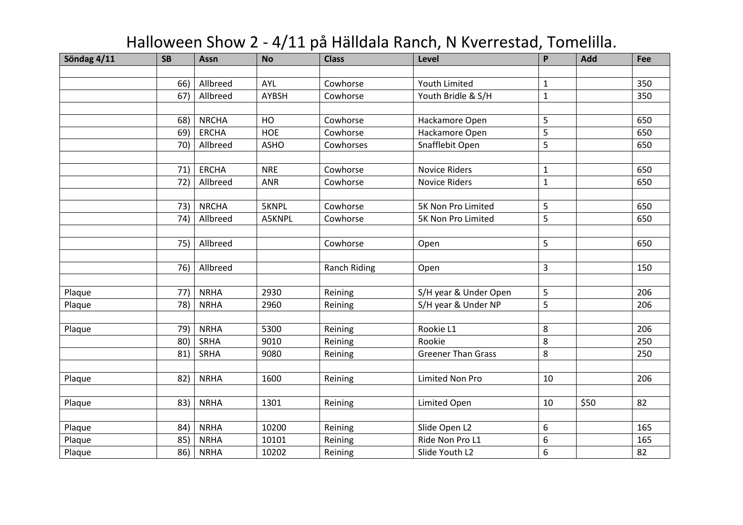# Halloween Show 2 - 4/11 på Hälldala Ranch, N Kverrestad, Tomelilla.

| Söndag 4/11 | SB | Assn | No | Class | Level | P | Add | Fee |
|---|---|---|---|---|---|---|---|---|
| | | | | | | | | |
| | 66) | Allbreed | AYL | Cowhorse | Youth Limited | 1 | | 350 |
| | 67) | Allbreed | AYBSH | Cowhorse | Youth Bridle & S/H | 1 | | 350 |
| | | | | | | | | |
| | 68) | NRCHA | HO | Cowhorse | Hackamore Open | 5 | | 650 |
| | 69) | ERCHA | HOE | Cowhorse | Hackamore Open | 5 | | 650 |
| | 70) | Allbreed | ASHO | Cowhorses | Snafflebit Open | 5 | | 650 |
| | | | | | | | | |
| | 71) | ERCHA | NRE | Cowhorse | Novice Riders | 1 | | 650 |
| | 72) | Allbreed | ANR | Cowhorse | Novice Riders | 1 | | 650 |
| | | | | | | | | |
| | 73) | NRCHA | 5KNPL | Cowhorse | 5K Non Pro Limited | 5 | | 650 |
| | 74) | Allbreed | A5KNPL | Cowhorse | 5K Non Pro Limited | 5 | | 650 |
| | | | | | | | | |
| | 75) | Allbreed | | Cowhorse | Open | 5 | | 650 |
| | | | | | | | | |
| | 76) | Allbreed | | Ranch Riding | Open | 3 | | 150 |
| | | | | | | | | |
| Plaque | 77) | NRHA | 2930 | Reining | S/H year & Under Open | 5 | | 206 |
| Plaque | 78) | NRHA | 2960 | Reining | S/H year & Under NP | 5 | | 206 |
| | | | | | | | | |
| Plaque | 79) | NRHA | 5300 | Reining | Rookie L1 | 8 | | 206 |
| | 80) | SRHA | 9010 | Reining | Rookie | 8 | | 250 |
| | 81) | SRHA | 9080 | Reining | Greener Than Grass | 8 | | 250 |
| | | | | | | | | |
| Plaque | 82) | NRHA | 1600 | Reining | Limited Non Pro | 10 | | 206 |
| | | | | | | | | |
| Plaque | 83) | NRHA | 1301 | Reining | Limited Open | 10 | $50 | 82 |
| | | | | | | | | |
| Plaque | 84) | NRHA | 10200 | Reining | Slide Open L2 | 6 | | 165 |
| Plaque | 85) | NRHA | 10101 | Reining | Ride Non Pro L1 | 6 | | 165 |
| Plaque | 86) | NRHA | 10202 | Reining | Slide Youth L2 | 6 | | 82 |